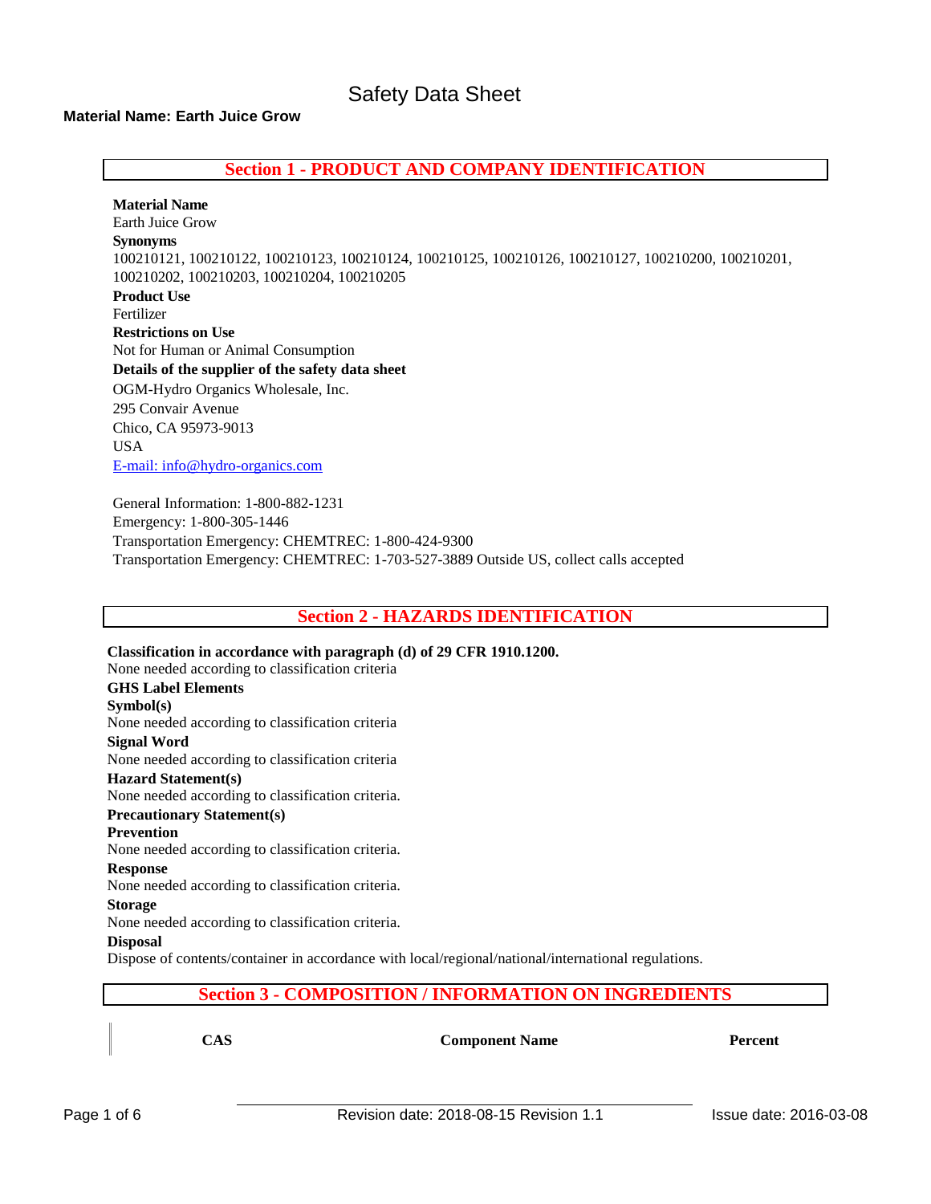# Safety Data Sheet

**Material Name: Earth Juice Grow**

## Section 1 - PRODUCT AND COMPANY IDENTIFICATION

**Material Name**
Earth Juice Grow

**Synonyms**
100210121, 100210122, 100210123, 100210124, 100210125, 100210126, 100210127, 100210200, 100210201, 100210202, 100210203, 100210204, 100210205

**Product Use**
Fertilizer

**Restrictions on Use**
Not for Human or Animal Consumption

**Details of the supplier of the safety data sheet**
OGM-Hydro Organics Wholesale, Inc.
295 Convair Avenue
Chico, CA 95973-9013
USA
E-mail: info@hydro-organics.com

General Information: 1-800-882-1231
Emergency: 1-800-305-1446
Transportation Emergency: CHEMTREC: 1-800-424-9300
Transportation Emergency: CHEMTREC: 1-703-527-3889 Outside US, collect calls accepted

## Section 2 - HAZARDS IDENTIFICATION

**Classification in accordance with paragraph (d) of 29 CFR 1910.1200.**
None needed according to classification criteria

**GHS Label Elements**

**Symbol(s)**
None needed according to classification criteria

**Signal Word**
None needed according to classification criteria

**Hazard Statement(s)**
None needed according to classification criteria.

**Precautionary Statement(s)**

**Prevention**
None needed according to classification criteria.

**Response**
None needed according to classification criteria.

**Storage**
None needed according to classification criteria.

**Disposal**
Dispose of contents/container in accordance with local/regional/national/international regulations.

## Section 3 - COMPOSITION / INFORMATION ON INGREDIENTS

| CAS | Component Name | Percent |
|---|---|---|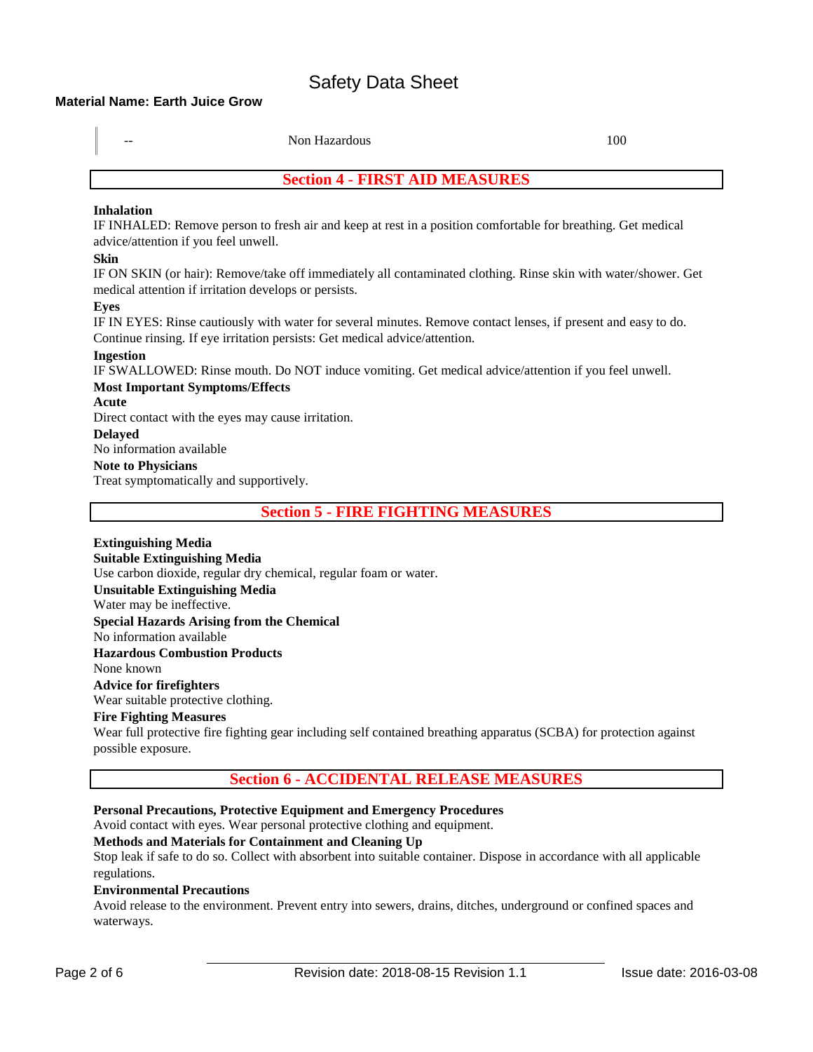| -- | Non Hazardous | 100 |
|---|---|---|

## Section 4 - FIRST AID MEASURES

**Inhalation**
IF INHALED: Remove person to fresh air and keep at rest in a position comfortable for breathing. Get medical advice/attention if you feel unwell.

**Skin**
IF ON SKIN (or hair): Remove/take off immediately all contaminated clothing. Rinse skin with water/shower. Get medical attention if irritation develops or persists.

**Eyes**
IF IN EYES: Rinse cautiously with water for several minutes. Remove contact lenses, if present and easy to do. Continue rinsing. If eye irritation persists: Get medical advice/attention.

**Ingestion**
IF SWALLOWED: Rinse mouth. Do NOT induce vomiting. Get medical advice/attention if you feel unwell.

**Most Important Symptoms/Effects**

**Acute**
Direct contact with the eyes may cause irritation.

**Delayed**
No information available

**Note to Physicians**
Treat symptomatically and supportively.

## Section 5 - FIRE FIGHTING MEASURES

**Extinguishing Media**

**Suitable Extinguishing Media**
Use carbon dioxide, regular dry chemical, regular foam or water.

**Unsuitable Extinguishing Media**
Water may be ineffective.

**Special Hazards Arising from the Chemical**
No information available

**Hazardous Combustion Products**
None known

**Advice for firefighters**
Wear suitable protective clothing.

**Fire Fighting Measures**
Wear full protective fire fighting gear including self contained breathing apparatus (SCBA) for protection against possible exposure.

## Section 6 - ACCIDENTAL RELEASE MEASURES

**Personal Precautions, Protective Equipment and Emergency Procedures**
Avoid contact with eyes. Wear personal protective clothing and equipment.

**Methods and Materials for Containment and Cleaning Up**
Stop leak if safe to do so. Collect with absorbent into suitable container. Dispose in accordance with all applicable regulations.

**Environmental Precautions**
Avoid release to the environment. Prevent entry into sewers, drains, ditches, underground or confined spaces and waterways.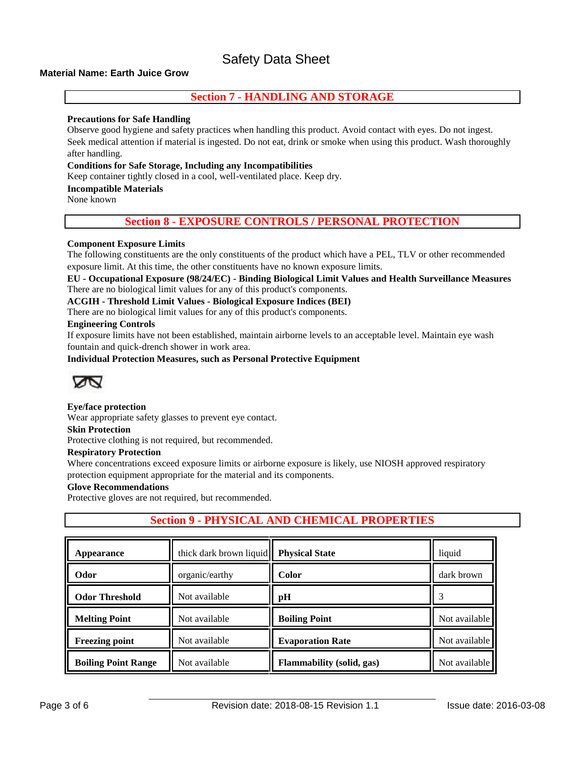# Safety Data Sheet

**Material Name: Earth Juice Grow**

## Section 7 - HANDLING AND STORAGE

**Precautions for Safe Handling**

Observe good hygiene and safety practices when handling this product. Avoid contact with eyes. Do not ingest. Seek medical attention if material is ingested. Do not eat, drink or smoke when using this product. Wash thoroughly after handling.

**Conditions for Safe Storage, Including any Incompatibilities**

Keep container tightly closed in a cool, well-ventilated place. Keep dry.

**Incompatible Materials**

None known

## Section 8 - EXPOSURE CONTROLS / PERSONAL PROTECTION

**Component Exposure Limits**

The following constituents are the only constituents of the product which have a PEL, TLV or other recommended exposure limit. At this time, the other constituents have no known exposure limits.

**EU - Occupational Exposure (98/24/EC) - Binding Biological Limit Values and Health Surveillance Measures**

There are no biological limit values for any of this product's components.

**ACGIH - Threshold Limit Values - Biological Exposure Indices (BEI)**

There are no biological limit values for any of this product's components.

**Engineering Controls**

If exposure limits have not been established, maintain airborne levels to an acceptable level. Maintain eye wash fountain and quick-drench shower in work area.

**Individual Protection Measures, such as Personal Protective Equipment**

**Eye/face protection**

Wear appropriate safety glasses to prevent eye contact.

**Skin Protection**

Protective clothing is not required, but recommended.

**Respiratory Protection**

Where concentrations exceed exposure limits or airborne exposure is likely, use NIOSH approved respiratory protection equipment appropriate for the material and its components.

**Glove Recommendations**

Protective gloves are not required, but recommended.

## Section 9 - PHYSICAL AND CHEMICAL PROPERTIES

| | | | |
|---|---|---|---|
| **Appearance** | thick dark brown liquid | **Physical State** | liquid |
| **Odor** | organic/earthy | **Color** | dark brown |
| **Odor Threshold** | Not available | **pH** | 3 |
| **Melting Point** | Not available | **Boiling Point** | Not available |
| **Freezing point** | Not available | **Evaporation Rate** | Not available |
| **Boiling Point Range** | Not available | **Flammability (solid, gas)** | Not available |

Revision date: 2018-08-15 Revision 1.1 Issue date: 2016-03-08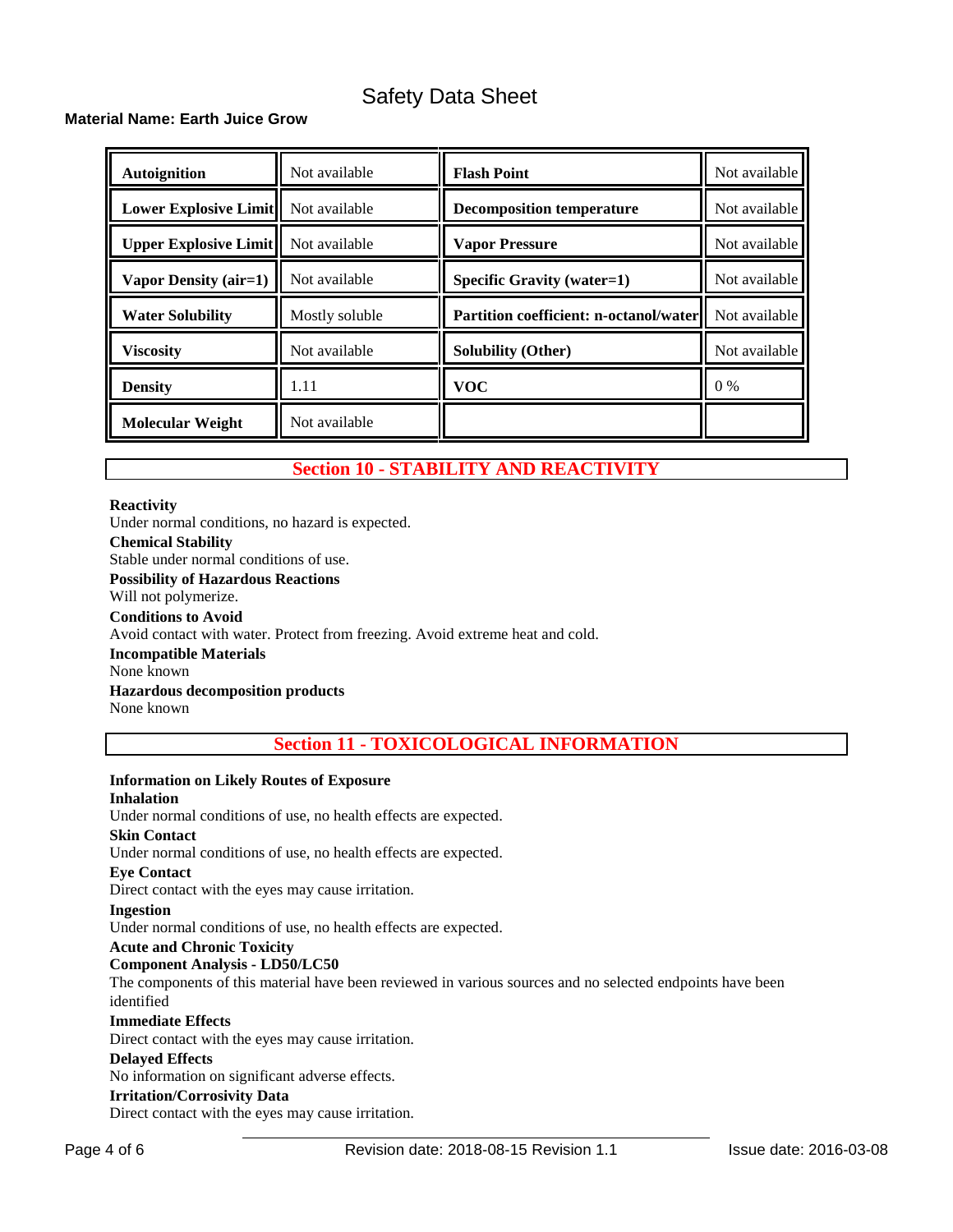# Safety Data Sheet

**Material Name: Earth Juice Grow**

| Autoignition | Not available | Flash Point | Not available |
|---|---|---|---|
| Lower Explosive Limit | Not available | Decomposition temperature | Not available |
| Upper Explosive Limit | Not available | Vapor Pressure | Not available |
| Vapor Density (air=1) | Not available | Specific Gravity (water=1) | Not available |
| Water Solubility | Mostly soluble | Partition coefficient: n-octanol/water | Not available |
| Viscosity | Not available | Solubility (Other) | Not available |
| Density | 1.11 | VOC | 0 % |
| Molecular Weight | Not available | | |

## Section 10 - STABILITY AND REACTIVITY

**Reactivity**
Under normal conditions, no hazard is expected.

**Chemical Stability**
Stable under normal conditions of use.

**Possibility of Hazardous Reactions**
Will not polymerize.

**Conditions to Avoid**
Avoid contact with water. Protect from freezing. Avoid extreme heat and cold.

**Incompatible Materials**
None known

**Hazardous decomposition products**
None known

## Section 11 - TOXICOLOGICAL INFORMATION

**Information on Likely Routes of Exposure**

**Inhalation**
Under normal conditions of use, no health effects are expected.

**Skin Contact**
Under normal conditions of use, no health effects are expected.

**Eye Contact**
Direct contact with the eyes may cause irritation.

**Ingestion**
Under normal conditions of use, no health effects are expected.

**Acute and Chronic Toxicity**

**Component Analysis - LD50/LC50**
The components of this material have been reviewed in various sources and no selected endpoints have been identified

**Immediate Effects**
Direct contact with the eyes may cause irritation.

**Delayed Effects**
No information on significant adverse effects.

**Irritation/Corrosivity Data**
Direct contact with the eyes may cause irritation.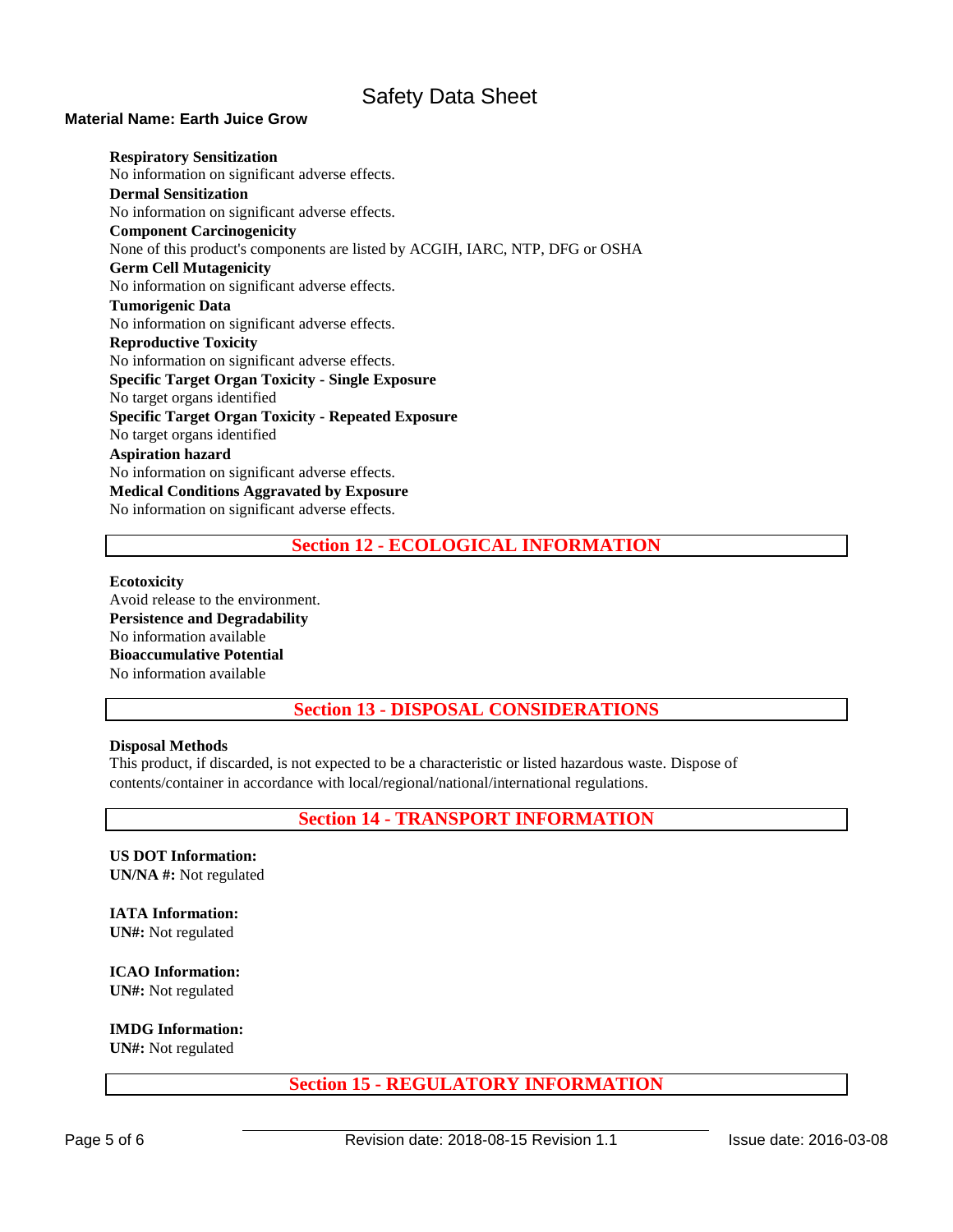**Respiratory Sensitization**
No information on significant adverse effects.

**Dermal Sensitization**
No information on significant adverse effects.

**Component Carcinogenicity**
None of this product's components are listed by ACGIH, IARC, NTP, DFG or OSHA

**Germ Cell Mutagenicity**
No information on significant adverse effects.

**Tumorigenic Data**
No information on significant adverse effects.

**Reproductive Toxicity**
No information on significant adverse effects.

**Specific Target Organ Toxicity - Single Exposure**
No target organs identified

**Specific Target Organ Toxicity - Repeated Exposure**
No target organs identified

**Aspiration hazard**
No information on significant adverse effects.

**Medical Conditions Aggravated by Exposure**
No information on significant adverse effects.

## Section 12 - ECOLOGICAL INFORMATION

**Ecotoxicity**
Avoid release to the environment.

**Persistence and Degradability**
No information available

**Bioaccumulative Potential**
No information available

## Section 13 - DISPOSAL CONSIDERATIONS

**Disposal Methods**
This product, if discarded, is not expected to be a characteristic or listed hazardous waste. Dispose of contents/container in accordance with local/regional/national/international regulations.

## Section 14 - TRANSPORT INFORMATION

**US DOT Information:**
**UN/NA #:** Not regulated

**IATA Information:**
**UN#:** Not regulated

**ICAO Information:**
**UN#:** Not regulated

**IMDG Information:**
**UN#:** Not regulated

## Section 15 - REGULATORY INFORMATION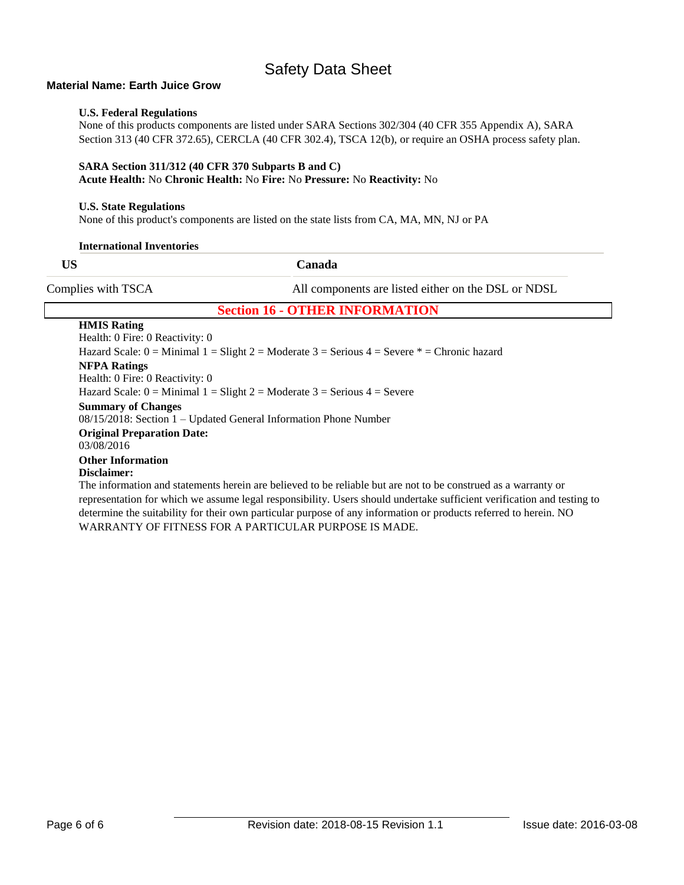**U.S. Federal Regulations**

None of this products components are listed under SARA Sections 302/304 (40 CFR 355 Appendix A), SARA Section 313 (40 CFR 372.65), CERCLA (40 CFR 302.4), TSCA 12(b), or require an OSHA process safety plan.

**SARA Section 311/312 (40 CFR 370 Subparts B and C)**

**Acute Health:** No **Chronic Health:** No **Fire:** No **Pressure:** No **Reactivity:** No

**U.S. State Regulations**

None of this product's components are listed on the state lists from CA, MA, MN, NJ or PA

**International Inventories**

| US | Canada |
| --- | --- |
| Complies with TSCA | All components are listed either on the DSL or NDSL |

## Section 16 - OTHER INFORMATION

**HMIS Rating**

Health: 0 Fire: 0 Reactivity: 0

Hazard Scale: 0 = Minimal 1 = Slight 2 = Moderate 3 = Serious 4 = Severe * = Chronic hazard

**NFPA Ratings**

Health: 0 Fire: 0 Reactivity: 0

Hazard Scale: 0 = Minimal 1 = Slight 2 = Moderate 3 = Serious 4 = Severe

**Summary of Changes**

08/15/2018: Section 1 – Updated General Information Phone Number

**Original Preparation Date:**

03/08/2016

**Other Information**

**Disclaimer:**

The information and statements herein are believed to be reliable but are not to be construed as a warranty or representation for which we assume legal responsibility. Users should undertake sufficient verification and testing to determine the suitability for their own particular purpose of any information or products referred to herein. NO WARRANTY OF FITNESS FOR A PARTICULAR PURPOSE IS MADE.